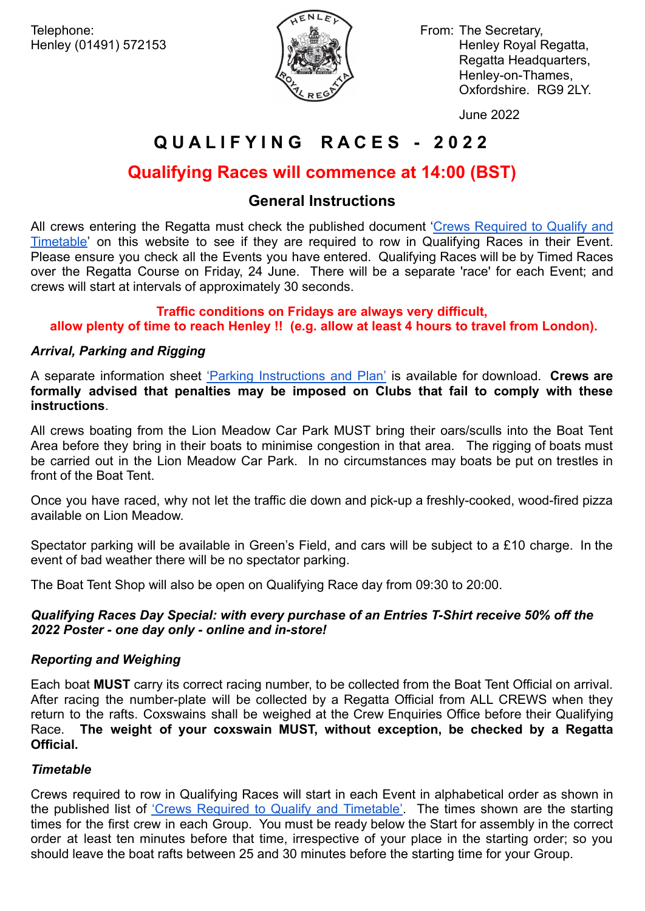Telephone:
Henley (01491) 572153

From: The Secretary,
Henley Royal Regatta,
Regatta Headquarters,
Henley-on-Thames,
Oxfordshire. RG9 2LY.

June 2022

# QUALIFYING RACES - 2022

## Qualifying Races will commence at 14:00 (BST)

### General Instructions

All crews entering the Regatta must check the published document '[Crews Required to Qualify and Timetable]' on this website to see if they are required to row in Qualifying Races in their Event. Please ensure you check all the Events you have entered. Qualifying Races will be by Timed Races over the Regatta Course on Friday, 24 June. There will be a separate 'race' for each Event; and crews will start at intervals of approximately 30 seconds.

**Traffic conditions on Fridays are always very difficult, allow plenty of time to reach Henley !! (e.g. allow at least 4 hours to travel from London).**

#### *Arrival, Parking and Rigging*

A separate information sheet 'Parking Instructions and Plan' is available for download. **Crews are formally advised that penalties may be imposed on Clubs that fail to comply with these instructions**.

All crews boating from the Lion Meadow Car Park MUST bring their oars/sculls into the Boat Tent Area before they bring in their boats to minimise congestion in that area. The rigging of boats must be carried out in the Lion Meadow Car Park. In no circumstances may boats be put on trestles in front of the Boat Tent.

Once you have raced, why not let the traffic die down and pick-up a freshly-cooked, wood-fired pizza available on Lion Meadow.

Spectator parking will be available in Green's Field, and cars will be subject to a £10 charge. In the event of bad weather there will be no spectator parking.

The Boat Tent Shop will also be open on Qualifying Race day from 09:30 to 20:00.

***Qualifying Races Day Special: with every purchase of an Entries T-Shirt receive 50% off the 2022 Poster - one day only - online and in-store!***

#### *Reporting and Weighing*

Each boat **MUST** carry its correct racing number, to be collected from the Boat Tent Official on arrival. After racing the number-plate will be collected by a Regatta Official from ALL CREWS when they return to the rafts. Coxswains shall be weighed at the Crew Enquiries Office before their Qualifying Race. **The weight of your coxswain MUST, without exception, be checked by a Regatta Official.**

#### *Timetable*

Crews required to row in Qualifying Races will start in each Event in alphabetical order as shown in the published list of 'Crews Required to Qualify and Timetable'. The times shown are the starting times for the first crew in each Group. You must be ready below the Start for assembly in the correct order at least ten minutes before that time, irrespective of your place in the starting order; so you should leave the boat rafts between 25 and 30 minutes before the starting time for your Group.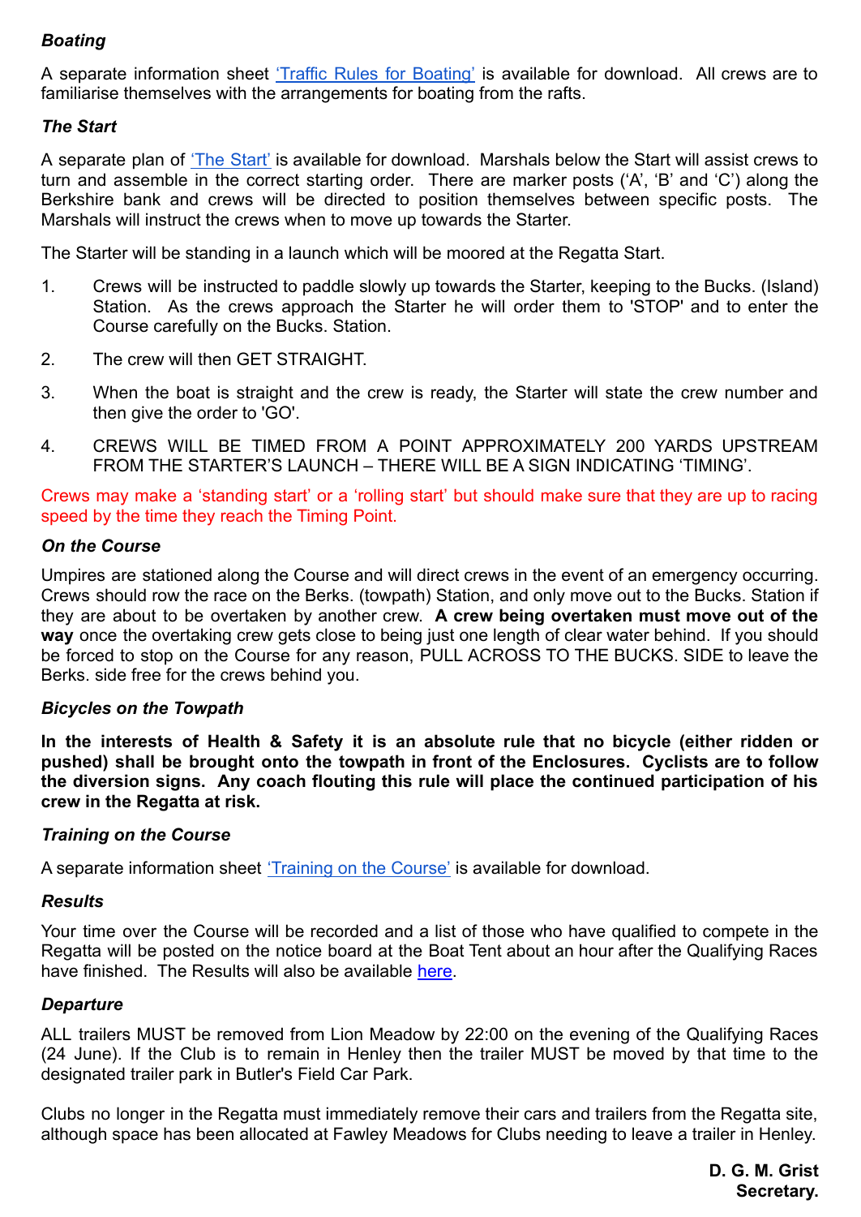***Boating***

A separate information sheet 'Traffic Rules for Boating' is available for download. All crews are to familiarise themselves with the arrangements for boating from the rafts.

***The Start***

A separate plan of 'The Start' is available for download. Marshals below the Start will assist crews to turn and assemble in the correct starting order. There are marker posts ('A', 'B' and 'C') along the Berkshire bank and crews will be directed to position themselves between specific posts. The Marshals will instruct the crews when to move up towards the Starter.

The Starter will be standing in a launch which will be moored at the Regatta Start.

1. Crews will be instructed to paddle slowly up towards the Starter, keeping to the Bucks. (Island) Station. As the crews approach the Starter he will order them to 'STOP' and to enter the Course carefully on the Bucks. Station.
2. The crew will then GET STRAIGHT.
3. When the boat is straight and the crew is ready, the Starter will state the crew number and then give the order to 'GO'.
4. CREWS WILL BE TIMED FROM A POINT APPROXIMATELY 200 YARDS UPSTREAM FROM THE STARTER'S LAUNCH – THERE WILL BE A SIGN INDICATING 'TIMING'.

Crews may make a 'standing start' or a 'rolling start' but should make sure that they are up to racing speed by the time they reach the Timing Point.

***On the Course***

Umpires are stationed along the Course and will direct crews in the event of an emergency occurring. Crews should row the race on the Berks. (towpath) Station, and only move out to the Bucks. Station if they are about to be overtaken by another crew. **A crew being overtaken must move out of the way** once the overtaking crew gets close to being just one length of clear water behind. If you should be forced to stop on the Course for any reason, PULL ACROSS TO THE BUCKS. SIDE to leave the Berks. side free for the crews behind you.

***Bicycles on the Towpath***

**In the interests of Health & Safety it is an absolute rule that no bicycle (either ridden or pushed) shall be brought onto the towpath in front of the Enclosures. Cyclists are to follow the diversion signs. Any coach flouting this rule will place the continued participation of his crew in the Regatta at risk.**

***Training on the Course***

A separate information sheet 'Training on the Course' is available for download.

***Results***

Your time over the Course will be recorded and a list of those who have qualified to compete in the Regatta will be posted on the notice board at the Boat Tent about an hour after the Qualifying Races have finished. The Results will also be available here.

***Departure***

ALL trailers MUST be removed from Lion Meadow by 22:00 on the evening of the Qualifying Races (24 June). If the Club is to remain in Henley then the trailer MUST be moved by that time to the designated trailer park in Butler's Field Car Park.

Clubs no longer in the Regatta must immediately remove their cars and trailers from the Regatta site, although space has been allocated at Fawley Meadows for Clubs needing to leave a trailer in Henley.

**D. G. M. Grist**
**Secretary.**